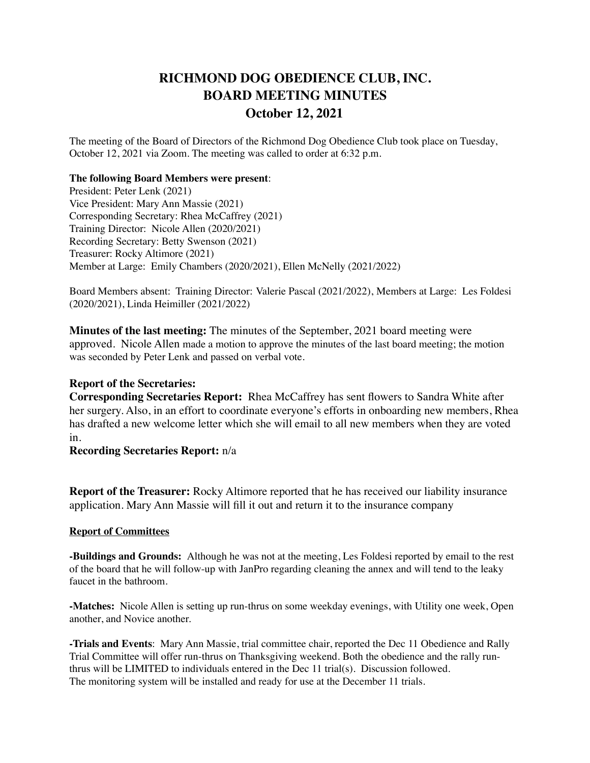# RICHMOND DOG OBEDIENCE CLUB, INC.
# BOARD MEETING MINUTES
# October 12, 2021

The meeting of the Board of Directors of the Richmond Dog Obedience Club took place on Tuesday, October 12, 2021 via Zoom. The meeting was called to order at 6:32 p.m.

**The following Board Members were present**:
President: Peter Lenk (2021)
Vice President: Mary Ann Massie (2021)
Corresponding Secretary: Rhea McCaffrey (2021)
Training Director: Nicole Allen (2020/2021)
Recording Secretary: Betty Swenson (2021)
Treasurer: Rocky Altimore (2021)
Member at Large: Emily Chambers (2020/2021), Ellen McNelly (2021/2022)

Board Members absent: Training Director: Valerie Pascal (2021/2022), Members at Large: Les Foldesi (2020/2021), Linda Heimiller (2021/2022)

**Minutes of the last meeting:** The minutes of the September, 2021 board meeting were approved. Nicole Allen made a motion to approve the minutes of the last board meeting; the motion was seconded by Peter Lenk and passed on verbal vote.

**Report of the Secretaries:**
**Corresponding Secretaries Report:** Rhea McCaffrey has sent flowers to Sandra White after her surgery. Also, in an effort to coordinate everyone's efforts in onboarding new members, Rhea has drafted a new welcome letter which she will email to all new members when they are voted in.
**Recording Secretaries Report:** n/a

**Report of the Treasurer:** Rocky Altimore reported that he has received our liability insurance application. Mary Ann Massie will fill it out and return it to the insurance company

**Report of Committees**

**-Buildings and Grounds:** Although he was not at the meeting, Les Foldesi reported by email to the rest of the board that he will follow-up with JanPro regarding cleaning the annex and will tend to the leaky faucet in the bathroom.

**-Matches:** Nicole Allen is setting up run-thrus on some weekday evenings, with Utility one week, Open another, and Novice another.

**-Trials and Events**: Mary Ann Massie, trial committee chair, reported the Dec 11 Obedience and Rally Trial Committee will offer run-thrus on Thanksgiving weekend. Both the obedience and the rally run-thrus will be LIMITED to individuals entered in the Dec 11 trial(s). Discussion followed.
The monitoring system will be installed and ready for use at the December 11 trials.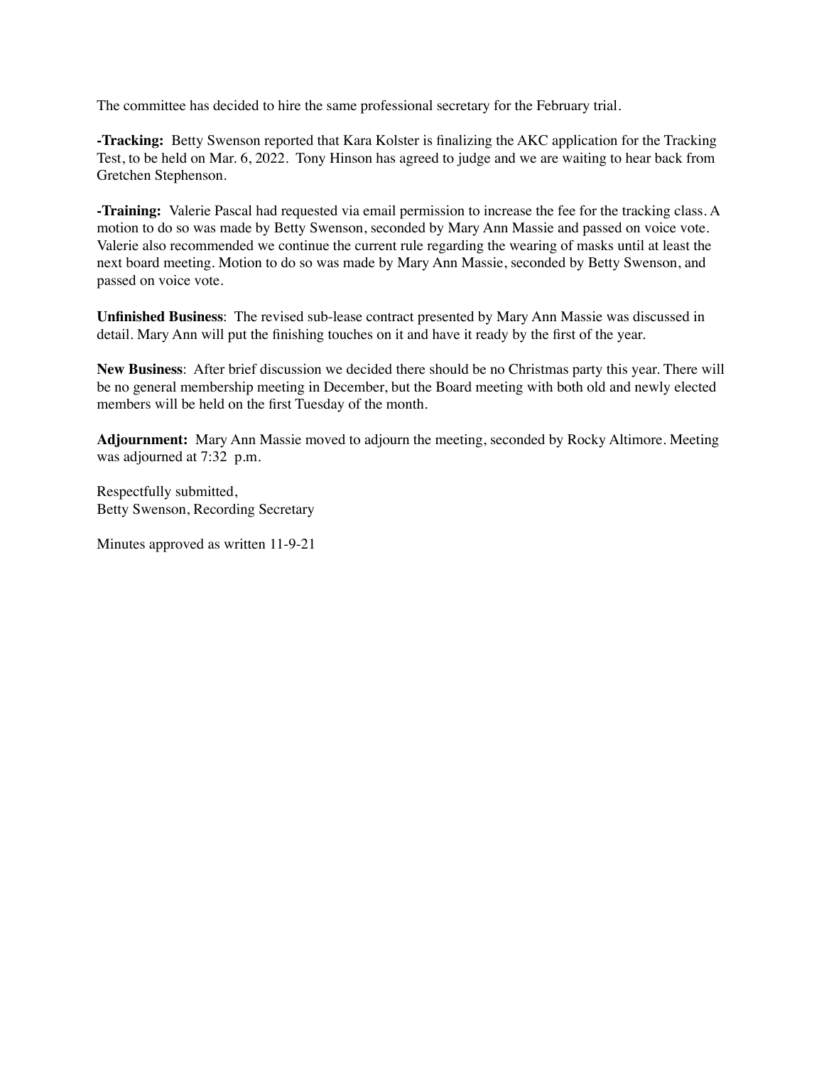The committee has decided to hire the same professional secretary for the February trial.

**-Tracking:** Betty Swenson reported that Kara Kolster is finalizing the AKC application for the Tracking Test, to be held on Mar. 6, 2022. Tony Hinson has agreed to judge and we are waiting to hear back from Gretchen Stephenson.

**-Training:** Valerie Pascal had requested via email permission to increase the fee for the tracking class. A motion to do so was made by Betty Swenson, seconded by Mary Ann Massie and passed on voice vote. Valerie also recommended we continue the current rule regarding the wearing of masks until at least the next board meeting. Motion to do so was made by Mary Ann Massie, seconded by Betty Swenson, and passed on voice vote.

**Unfinished Business**: The revised sub-lease contract presented by Mary Ann Massie was discussed in detail. Mary Ann will put the finishing touches on it and have it ready by the first of the year.

**New Business**: After brief discussion we decided there should be no Christmas party this year. There will be no general membership meeting in December, but the Board meeting with both old and newly elected members will be held on the first Tuesday of the month.

**Adjournment:** Mary Ann Massie moved to adjourn the meeting, seconded by Rocky Altimore. Meeting was adjourned at 7:32 p.m.

Respectfully submitted,
Betty Swenson, Recording Secretary

Minutes approved as written 11-9-21